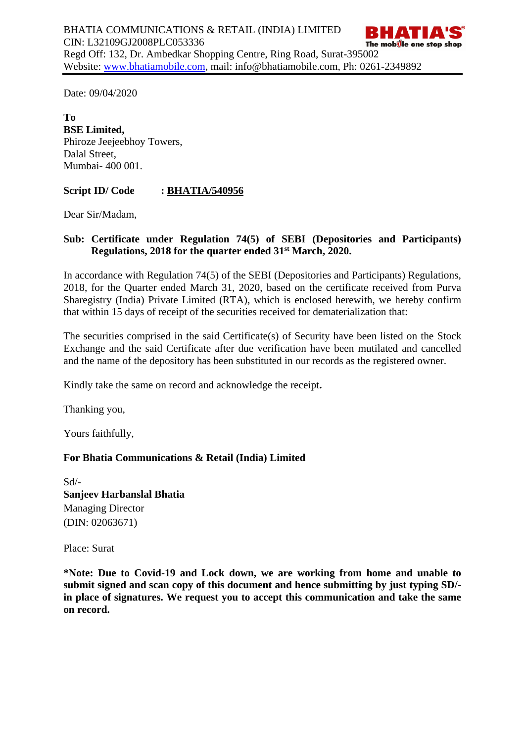BHATIA COMMUNICATIONS & RETAIL (INDIA) LIMITED
CIN: L32109GJ2008PLC053336
Regd Off: 132, Dr. Ambedkar Shopping Centre, Ring Road, Surat-395002
Website: www.bhatiamobile.com, mail: info@bhatiamobile.com, Ph: 0261-2349892

BHATIA'S®
The mobile one stop shop

---

Date: 09/04/2020

**To**
**BSE Limited,**
Phiroze Jeejeebhoy Towers,
Dalal Street,
Mumbai- 400 001.

**Script ID/ Code : BHATIA/540956**

Dear Sir/Madam,

**Sub: Certificate under Regulation 74(5) of SEBI (Depositories and Participants) Regulations, 2018 for the quarter ended 31st March, 2020.**

In accordance with Regulation 74(5) of the SEBI (Depositories and Participants) Regulations, 2018, for the Quarter ended March 31, 2020, based on the certificate received from Purva Sharegistry (India) Private Limited (RTA), which is enclosed herewith, we hereby confirm that within 15 days of receipt of the securities received for dematerialization that:

The securities comprised in the said Certificate(s) of Security have been listed on the Stock Exchange and the said Certificate after due verification have been mutilated and cancelled and the name of the depository has been substituted in our records as the registered owner.

Kindly take the same on record and acknowledge the receipt**.**

Thanking you,

Yours faithfully,

**For Bhatia Communications & Retail (India) Limited**

Sd/-
**Sanjeev Harbanslal Bhatia**
Managing Director
(DIN: 02063671)

Place: Surat

**\*Note: Due to Covid-19 and Lock down, we are working from home and unable to submit signed and scan copy of this document and hence submitting by just typing SD/- in place of signatures. We request you to accept this communication and take the same on record.**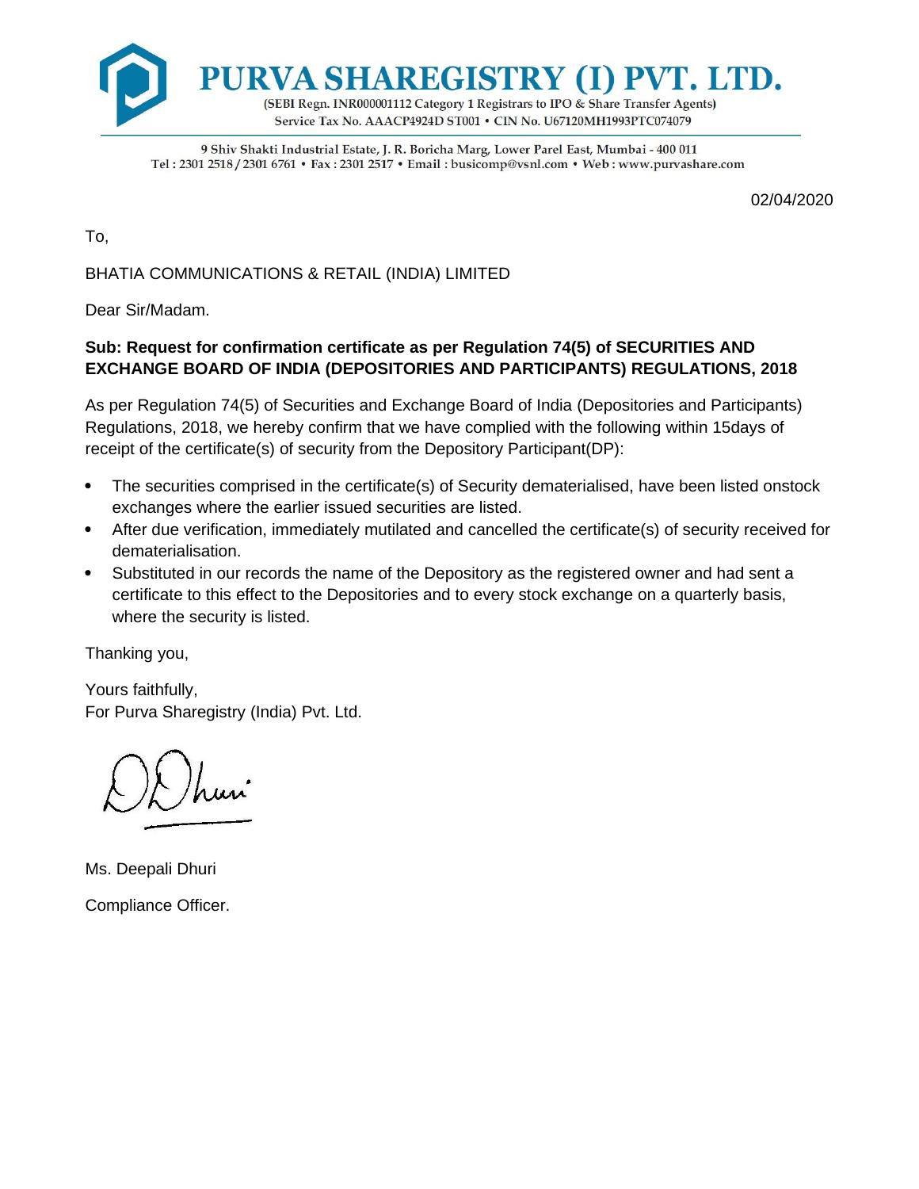# PURVA SHAREGISTRY (I) PVT. LTD.

(SEBI Regn. INR000001112 Category 1 Registrars to IPO & Share Transfer Agents)
Service Tax No. AAACP4924D ST001 • CIN No. U67120MH1993PTC074079

9 Shiv Shakti Industrial Estate, J. R. Boricha Marg, Lower Parel East, Mumbai - 400 011
Tel : 2301 2518 / 2301 6761 • Fax : 2301 2517 • Email : busicomp@vsnl.com • Web : www.purvashare.com

02/04/2020

To,

BHATIA COMMUNICATIONS & RETAIL (INDIA) LIMITED

Dear Sir/Madam.

**Sub: Request for confirmation certificate as per Regulation 74(5) of SECURITIES AND EXCHANGE BOARD OF INDIA (DEPOSITORIES AND PARTICIPANTS) REGULATIONS, 2018**

As per Regulation 74(5) of Securities and Exchange Board of India (Depositories and Participants) Regulations, 2018, we hereby confirm that we have complied with the following within 15days of receipt of the certificate(s) of security from the Depository Participant(DP):

- The securities comprised in the certificate(s) of Security dematerialised, have been listed onstock exchanges where the earlier issued securities are listed.
- After due verification, immediately mutilated and cancelled the certificate(s) of security received for dematerialisation.
- Substituted in our records the name of the Depository as the registered owner and had sent a certificate to this effect to the Depositories and to every stock exchange on a quarterly basis, where the security is listed.

Thanking you,

Yours faithfully,
For Purva Sharegistry (India) Pvt. Ltd.

Ms. Deepali Dhuri

Compliance Officer.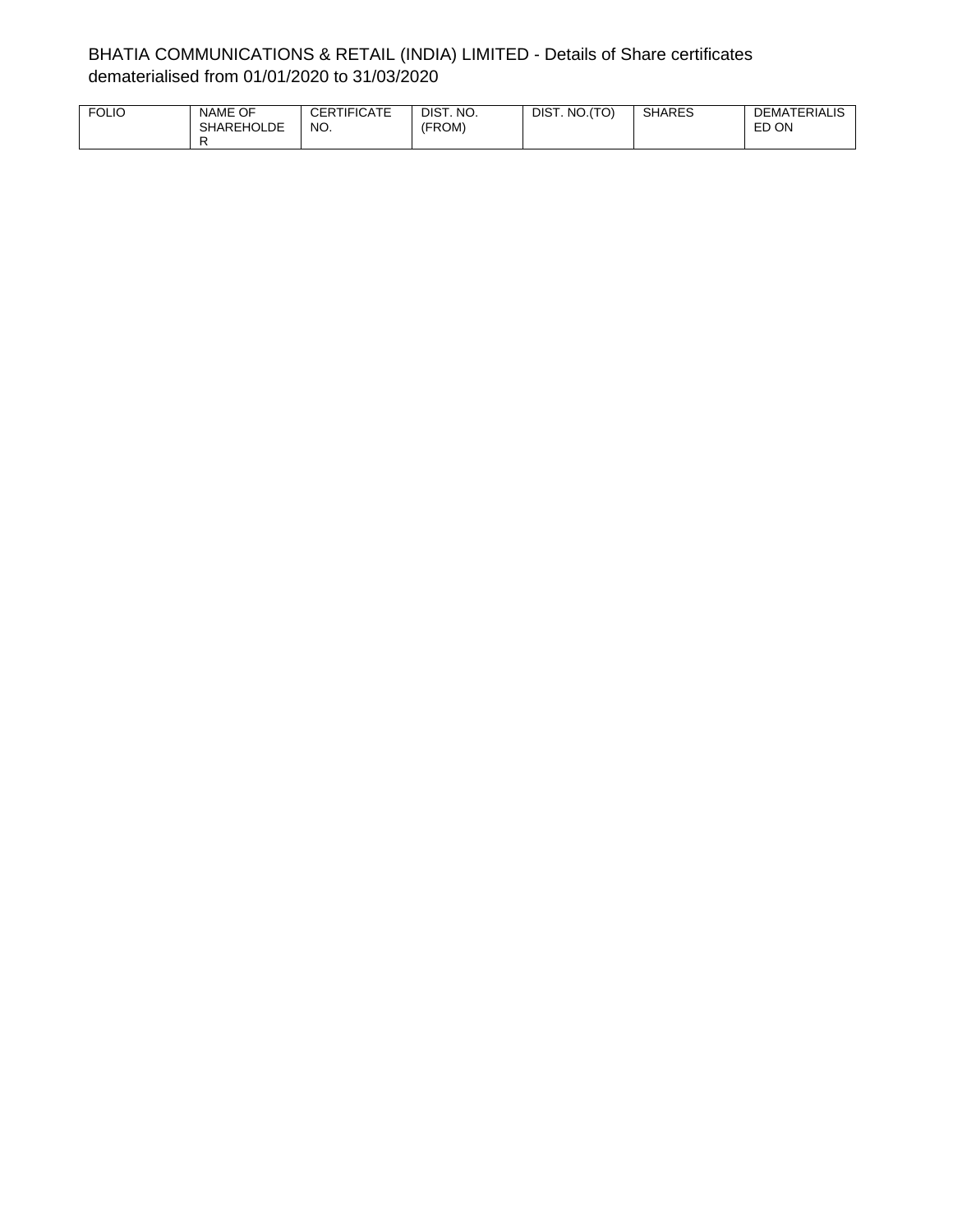BHATIA COMMUNICATIONS & RETAIL (INDIA) LIMITED - Details of Share certificates dematerialised from 01/01/2020 to 31/03/2020

| FOLIO | NAME OF SHAREHOLDER | CERTIFICATE NO. | DIST. NO. (FROM) | DIST. NO.(TO) | SHARES | DEMATERIALISED ON |
| --- | --- | --- | --- | --- | --- | --- |